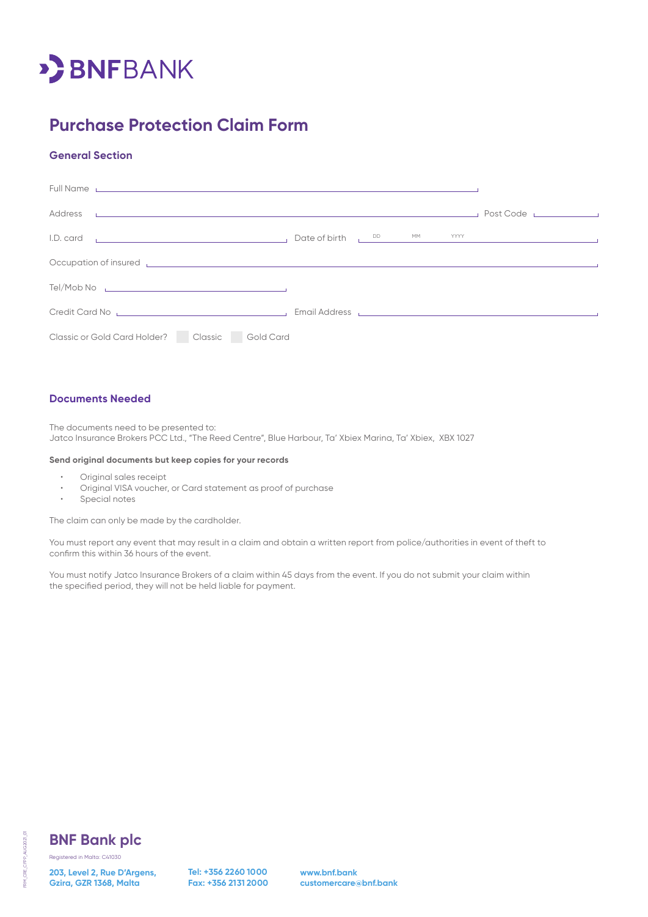# BNFBANK

## Purchase Protection Claim Form

### General Section

Full Name ______________________________

Address ______________________________ Post Code ____________

I.D. card ______________________ Date of birth DD MM YYYY

Occupation of insured ______________________________

Tel/Mob No ______________________

Credit Card No ______________________ Email Address ______________________

Classic or Gold Card Holder? ☐ Classic ☐ Gold Card

### Documents Needed

The documents need to be presented to:
Jatco Insurance Brokers PCC Ltd., "The Reed Centre", Blue Harbour, Ta' Xbiex Marina, Ta' Xbiex, XBX 1027

**Send original documents but keep copies for your records**

- Original sales receipt
- Original VISA voucher, or Card statement as proof of purchase
- Special notes

The claim can only be made by the cardholder.

You must report any event that may result in a claim and obtain a written report from police/authorities in event of theft to confirm this within 36 hours of the event.

You must notify Jatco Insurance Brokers of a claim within 45 days from the event. If you do not submit your claim within the specified period, they will not be held liable for payment.

**BNF Bank plc**

Registered in Malta: C41030

**203, Level 2, Rue D'Argens, Gzira, GZR 1368, Malta**

**Tel: +356 2260 1000**
**Fax: +356 2131 2000**

**www.bnf.bank**
**customercare@bnf.bank**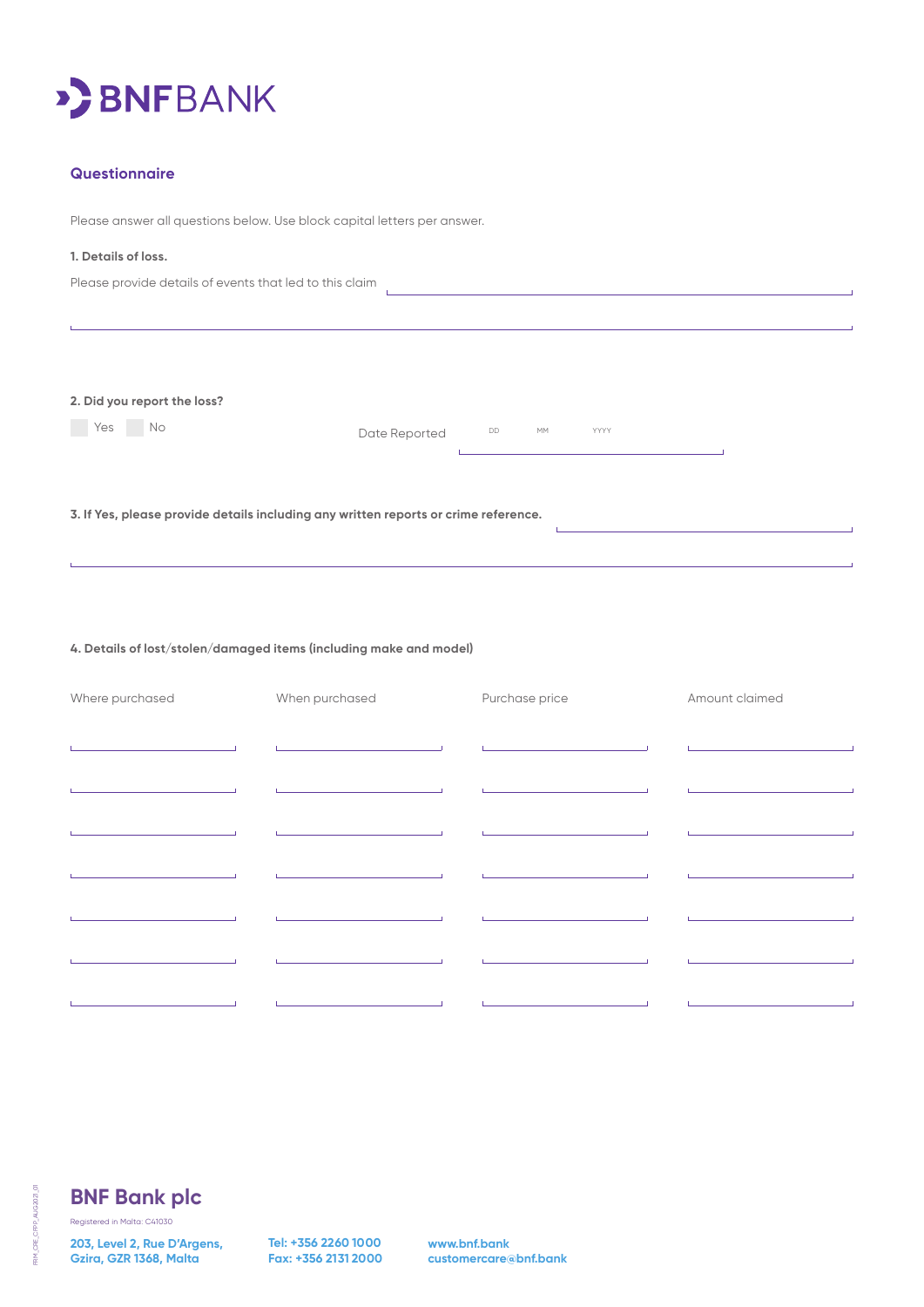BNFBANK

## Questionnaire

Please answer all questions below. Use block capital letters per answer.

**1. Details of loss.**

Please provide details of events that led to this claim \_\_\_\_\_\_\_\_\_\_\_\_\_\_\_\_\_\_\_\_\_\_\_\_\_\_\_\_\_\_\_\_\_\_\_\_

\_\_\_\_\_\_\_\_\_\_\_\_\_\_\_\_\_\_\_\_\_\_\_\_\_\_\_\_\_\_\_\_\_\_\_\_\_\_\_\_\_\_\_\_\_\_\_\_\_\_\_\_\_\_\_\_\_\_\_\_\_\_\_\_\_\_\_\_\_\_

**2. Did you report the loss?**

☐ Yes ☐ No

Date Reported DD MM YYYY \_\_\_\_\_\_\_\_\_\_\_\_\_\_\_\_\_\_\_\_

**3. If Yes, please provide details including any written reports or crime reference.** \_\_\_\_\_\_\_\_\_\_\_\_\_\_\_\_\_\_\_\_\_\_\_\_

\_\_\_\_\_\_\_\_\_\_\_\_\_\_\_\_\_\_\_\_\_\_\_\_\_\_\_\_\_\_\_\_\_\_\_\_\_\_\_\_\_\_\_\_\_\_\_\_\_\_\_\_\_\_\_\_\_\_\_\_\_\_\_\_\_\_\_\_\_\_

**4. Details of lost/stolen/damaged items (including make and model)**

| Where purchased | When purchased | Purchase price | Amount claimed |
|---|---|---|---|
| | | | |
| | | | |
| | | | |
| | | | |
| | | | |
| | | | |
| | | | |

**BNF Bank plc**

Registered in Malta: C41030

203, Level 2, Rue D'Argens,
Gzira, GZR 1368, Malta

Tel: +356 2260 1000
Fax: +356 2131 2000

www.bnf.bank
customercare@bnf.bank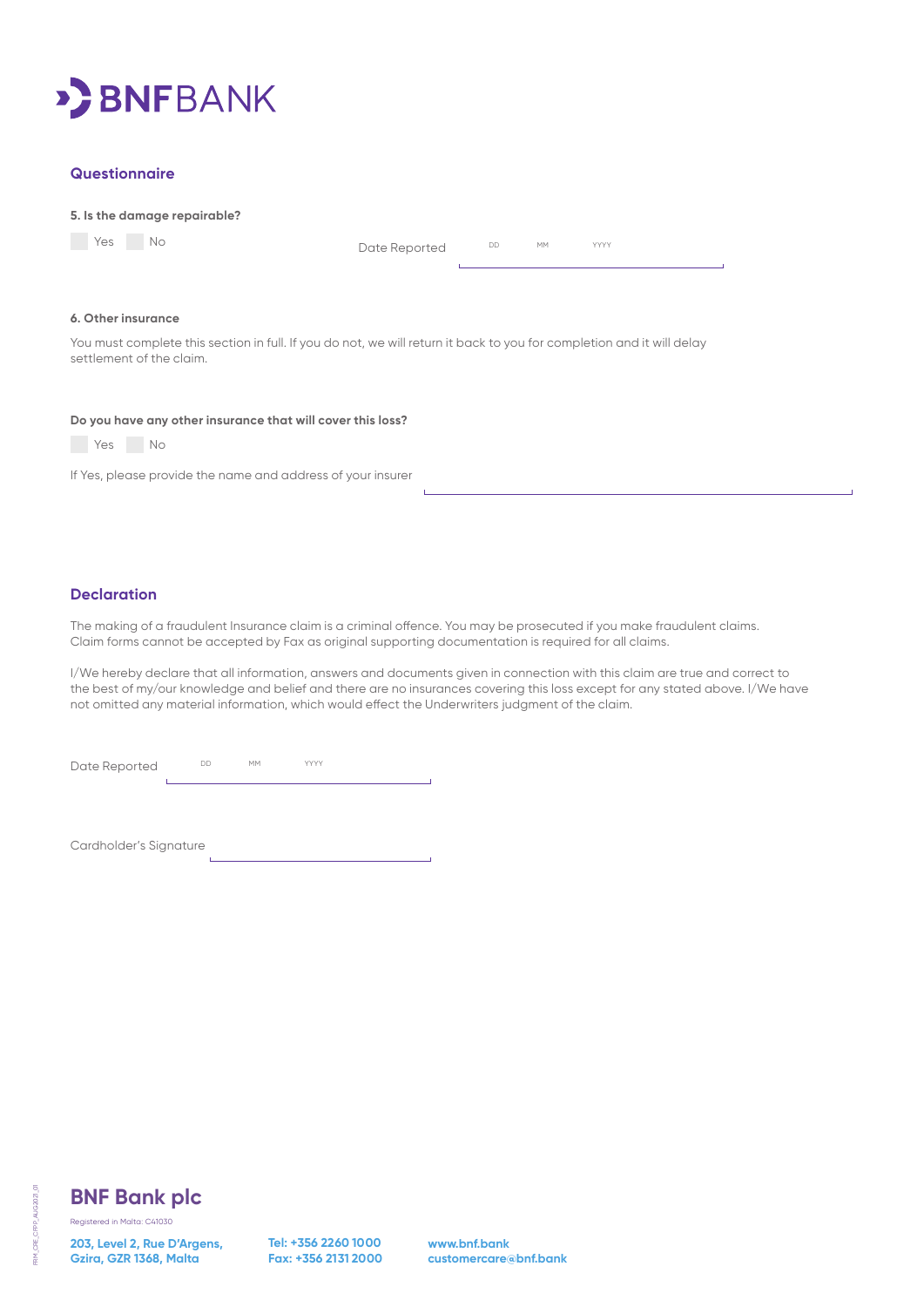# BNFBANK

## Questionnaire

**5. Is the damage repairable?**

☐ Yes ☐ No

Date Reported DD MM YYYY

**6. Other insurance**

You must complete this section in full. If you do not, we will return it back to you for completion and it will delay settlement of the claim.

**Do you have any other insurance that will cover this loss?**

☐ Yes ☐ No

If Yes, please provide the name and address of your insurer

## Declaration

The making of a fraudulent Insurance claim is a criminal offence. You may be prosecuted if you make fraudulent claims. Claim forms cannot be accepted by Fax as original supporting documentation is required for all claims.

I/We hereby declare that all information, answers and documents given in connection with this claim are true and correct to the best of my/our knowledge and belief and there are no insurances covering this loss except for any stated above. I/We have not omitted any material information, which would effect the Underwriters judgment of the claim.

Date Reported DD MM YYYY

Cardholder's Signature

**BNF Bank plc**

Registered in Malta: C41030

**203, Level 2, Rue D'Argens, Gzira, GZR 1368, Malta**

**Tel: +356 2260 1000**
**Fax: +356 2131 2000**

**www.bnf.bank**
**customercare@bnf.bank**